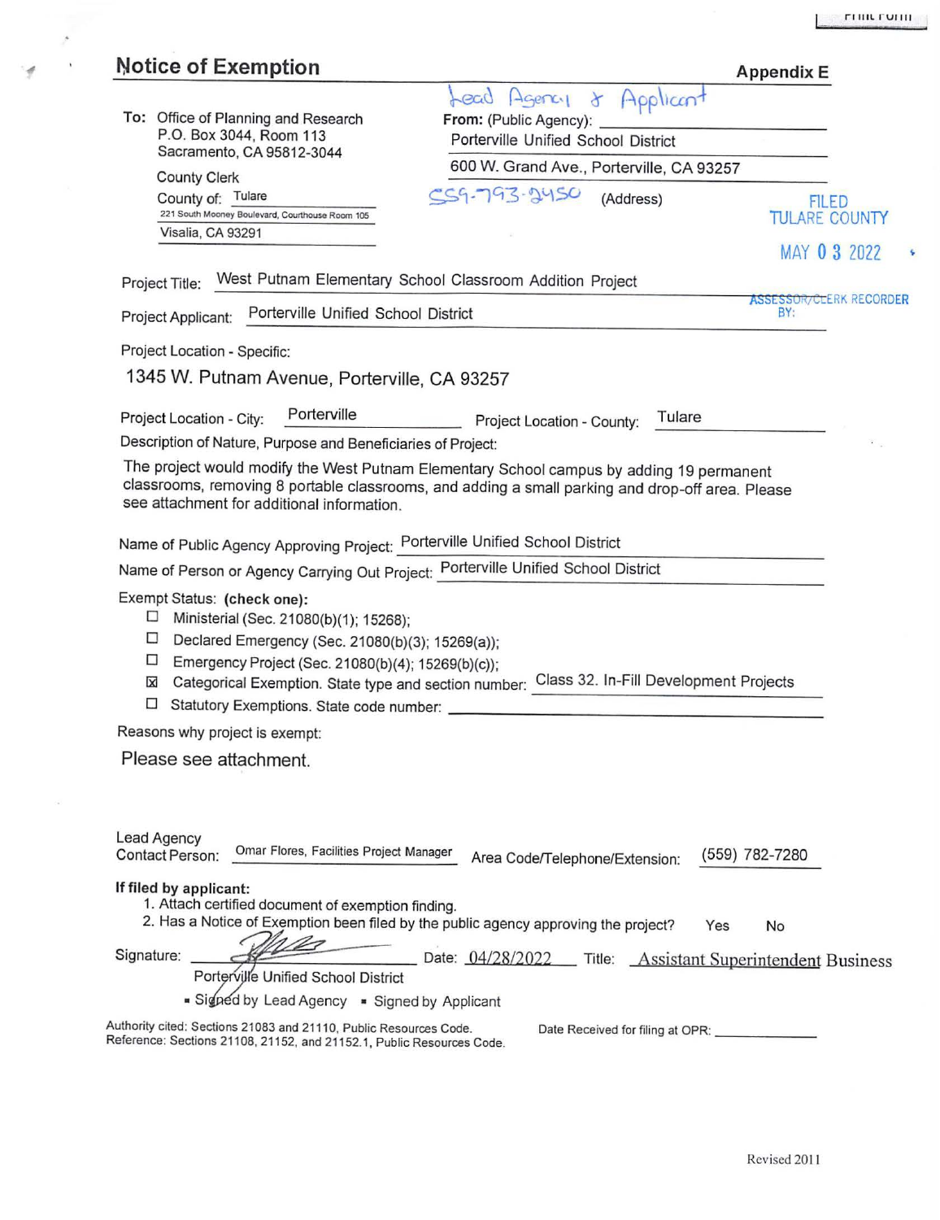Print Form

# Notice of Exemption

**Appendix E**

**To:** Office of Planning and Research
P.O. Box 3044, Room 113
Sacramento, CA 95812-3044

County Clerk
County of: Tulare
221 South Mooney Boulevard, Courthouse Room 105
Visalia, CA 93291

**From:** (Public Agency): Lead Agency & Applicant
Porterville Unified School District
600 W. Grand Ave., Porterville, CA 93257
559-793-2450 (Address)

FILED
TULARE COUNTY
MAY 03 2022
ASSESSOR/CLERK RECORDER
BY:

Project Title: West Putnam Elementary School Classroom Addition Project

Project Applicant: Porterville Unified School District

Project Location - Specific:

1345 W. Putnam Avenue, Porterville, CA 93257

Project Location - City: Porterville    Project Location - County: Tulare

Description of Nature, Purpose and Beneficiaries of Project:

The project would modify the West Putnam Elementary School campus by adding 19 permanent classrooms, removing 8 portable classrooms, and adding a small parking and drop-off area. Please see attachment for additional information.

Name of Public Agency Approving Project: Porterville Unified School District

Name of Person or Agency Carrying Out Project: Porterville Unified School District

Exempt Status: **(check one):**

- ☐ Ministerial (Sec. 21080(b)(1); 15268);
- ☐ Declared Emergency (Sec. 21080(b)(3); 15269(a));
- ☐ Emergency Project (Sec. 21080(b)(4); 15269(b)(c));
- ☒ Categorical Exemption. State type and section number: Class 32. In-Fill Development Projects
- ☐ Statutory Exemptions. State code number:

Reasons why project is exempt:

Please see attachment.

Lead Agency Contact Person: Omar Flores, Facilities Project Manager    Area Code/Telephone/Extension: (559) 782-7280

**If filed by applicant:**

1. Attach certified document of exemption finding.
2. Has a Notice of Exemption been filed by the public agency approving the project? Yes No

Signature: [signature]    Date: 04/28/2022    Title: Assistant Superintendent Business
Porterville Unified School District

▪ Signed by Lead Agency ▪ Signed by Applicant

Authority cited: Sections 21083 and 21110, Public Resources Code.
Reference: Sections 21108, 21152, and 21152.1, Public Resources Code.

Date Received for filing at OPR:

Revised 2011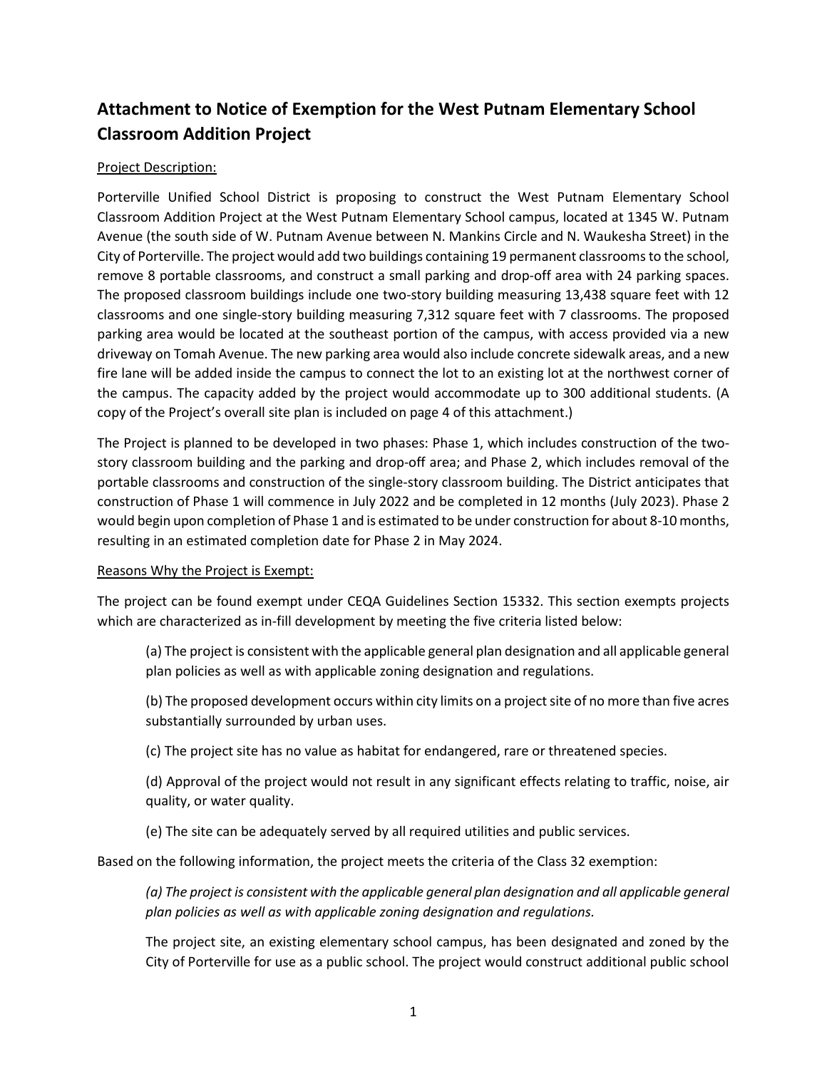## Attachment to Notice of Exemption for the West Putnam Elementary School Classroom Addition Project

Project Description:

Porterville Unified School District is proposing to construct the West Putnam Elementary School Classroom Addition Project at the West Putnam Elementary School campus, located at 1345 W. Putnam Avenue (the south side of W. Putnam Avenue between N. Mankins Circle and N. Waukesha Street) in the City of Porterville. The project would add two buildings containing 19 permanent classrooms to the school, remove 8 portable classrooms, and construct a small parking and drop-off area with 24 parking spaces. The proposed classroom buildings include one two-story building measuring 13,438 square feet with 12 classrooms and one single-story building measuring 7,312 square feet with 7 classrooms. The proposed parking area would be located at the southeast portion of the campus, with access provided via a new driveway on Tomah Avenue. The new parking area would also include concrete sidewalk areas, and a new fire lane will be added inside the campus to connect the lot to an existing lot at the northwest corner of the campus. The capacity added by the project would accommodate up to 300 additional students. (A copy of the Project's overall site plan is included on page 4 of this attachment.)

The Project is planned to be developed in two phases: Phase 1, which includes construction of the two-story classroom building and the parking and drop-off area; and Phase 2, which includes removal of the portable classrooms and construction of the single-story classroom building. The District anticipates that construction of Phase 1 will commence in July 2022 and be completed in 12 months (July 2023). Phase 2 would begin upon completion of Phase 1 and is estimated to be under construction for about 8-10 months, resulting in an estimated completion date for Phase 2 in May 2024.

Reasons Why the Project is Exempt:

The project can be found exempt under CEQA Guidelines Section 15332. This section exempts projects which are characterized as in-fill development by meeting the five criteria listed below:

> (a) The project is consistent with the applicable general plan designation and all applicable general plan policies as well as with applicable zoning designation and regulations.
>
> (b) The proposed development occurs within city limits on a project site of no more than five acres substantially surrounded by urban uses.
>
> (c) The project site has no value as habitat for endangered, rare or threatened species.
>
> (d) Approval of the project would not result in any significant effects relating to traffic, noise, air quality, or water quality.
>
> (e) The site can be adequately served by all required utilities and public services.

Based on the following information, the project meets the criteria of the Class 32 exemption:

> *(a) The project is consistent with the applicable general plan designation and all applicable general plan policies as well as with applicable zoning designation and regulations.*
>
> The project site, an existing elementary school campus, has been designated and zoned by the City of Porterville for use as a public school. The project would construct additional public school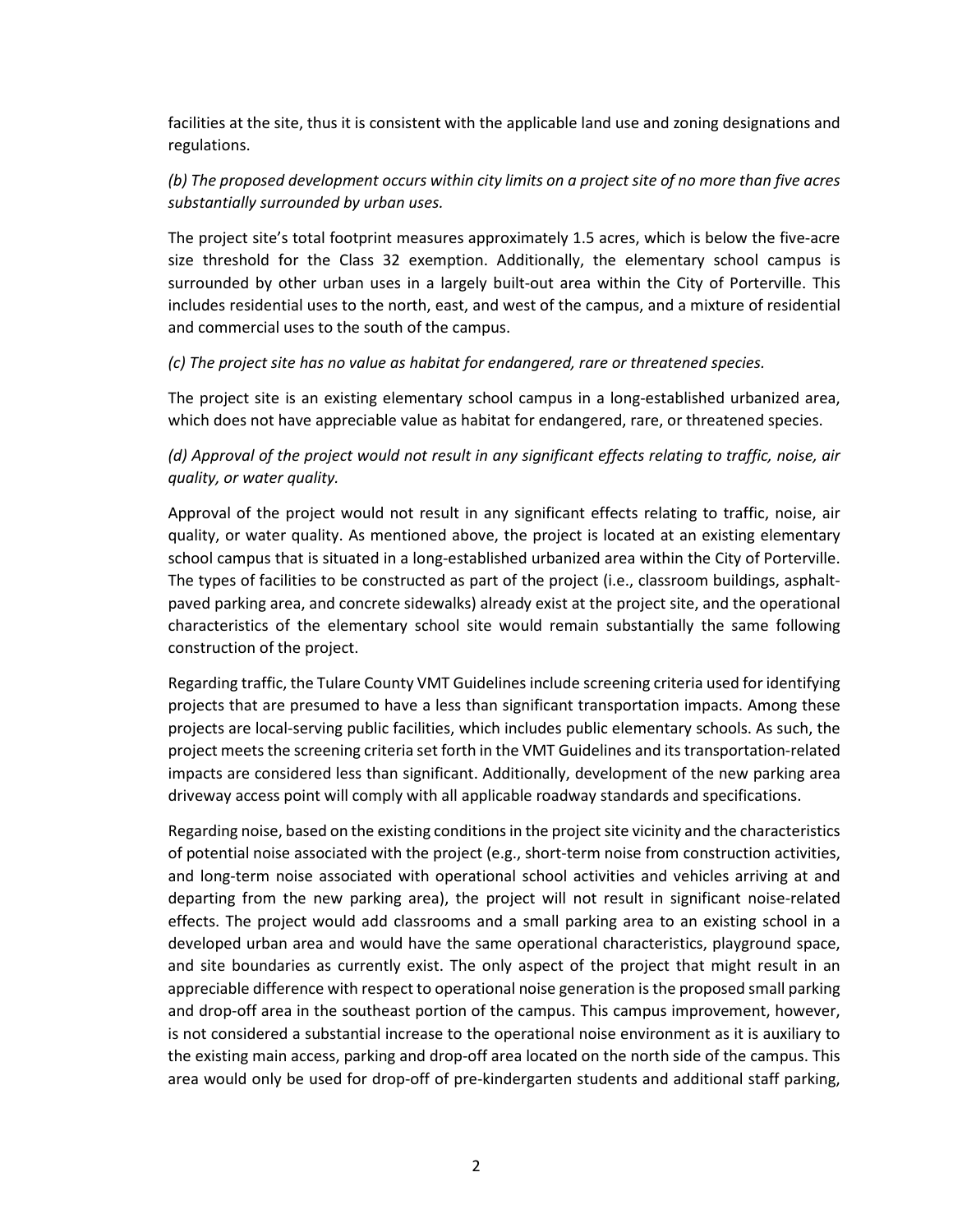facilities at the site, thus it is consistent with the applicable land use and zoning designations and regulations.

*(b) The proposed development occurs within city limits on a project site of no more than five acres substantially surrounded by urban uses.*

The project site's total footprint measures approximately 1.5 acres, which is below the five-acre size threshold for the Class 32 exemption. Additionally, the elementary school campus is surrounded by other urban uses in a largely built-out area within the City of Porterville. This includes residential uses to the north, east, and west of the campus, and a mixture of residential and commercial uses to the south of the campus.

*(c) The project site has no value as habitat for endangered, rare or threatened species.*

The project site is an existing elementary school campus in a long-established urbanized area, which does not have appreciable value as habitat for endangered, rare, or threatened species.

*(d) Approval of the project would not result in any significant effects relating to traffic, noise, air quality, or water quality.*

Approval of the project would not result in any significant effects relating to traffic, noise, air quality, or water quality. As mentioned above, the project is located at an existing elementary school campus that is situated in a long-established urbanized area within the City of Porterville. The types of facilities to be constructed as part of the project (i.e., classroom buildings, asphalt-paved parking area, and concrete sidewalks) already exist at the project site, and the operational characteristics of the elementary school site would remain substantially the same following construction of the project.

Regarding traffic, the Tulare County VMT Guidelines include screening criteria used for identifying projects that are presumed to have a less than significant transportation impacts. Among these projects are local-serving public facilities, which includes public elementary schools. As such, the project meets the screening criteria set forth in the VMT Guidelines and its transportation-related impacts are considered less than significant. Additionally, development of the new parking area driveway access point will comply with all applicable roadway standards and specifications.

Regarding noise, based on the existing conditions in the project site vicinity and the characteristics of potential noise associated with the project (e.g., short-term noise from construction activities, and long-term noise associated with operational school activities and vehicles arriving at and departing from the new parking area), the project will not result in significant noise-related effects. The project would add classrooms and a small parking area to an existing school in a developed urban area and would have the same operational characteristics, playground space, and site boundaries as currently exist. The only aspect of the project that might result in an appreciable difference with respect to operational noise generation is the proposed small parking and drop-off area in the southeast portion of the campus. This campus improvement, however, is not considered a substantial increase to the operational noise environment as it is auxiliary to the existing main access, parking and drop-off area located on the north side of the campus. This area would only be used for drop-off of pre-kindergarten students and additional staff parking,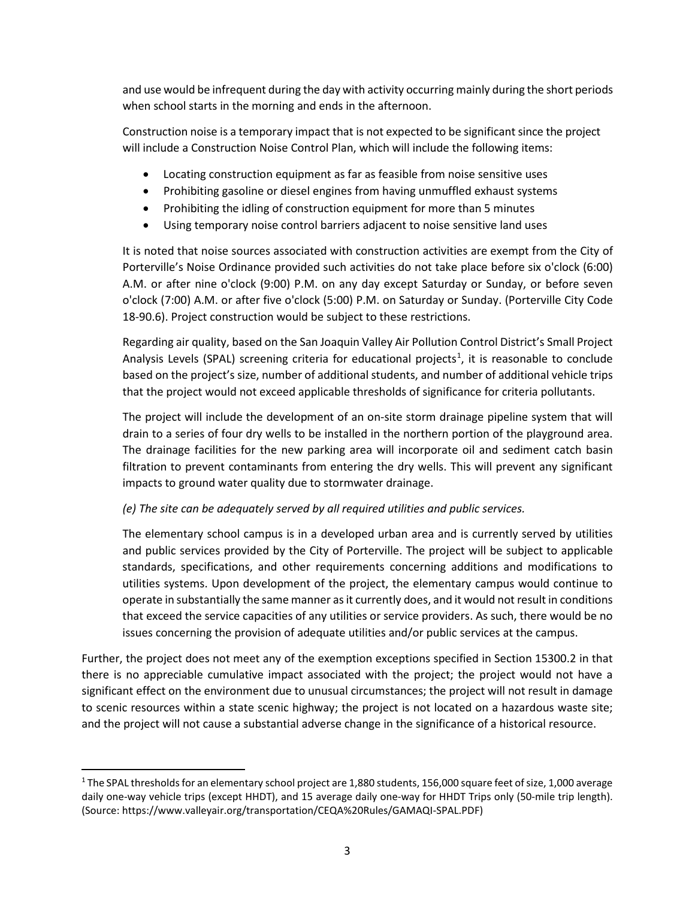and use would be infrequent during the day with activity occurring mainly during the short periods when school starts in the morning and ends in the afternoon.

Construction noise is a temporary impact that is not expected to be significant since the project will include a Construction Noise Control Plan, which will include the following items:

- Locating construction equipment as far as feasible from noise sensitive uses
- Prohibiting gasoline or diesel engines from having unmuffled exhaust systems
- Prohibiting the idling of construction equipment for more than 5 minutes
- Using temporary noise control barriers adjacent to noise sensitive land uses

It is noted that noise sources associated with construction activities are exempt from the City of Porterville's Noise Ordinance provided such activities do not take place before six o'clock (6:00) A.M. or after nine o'clock (9:00) P.M. on any day except Saturday or Sunday, or before seven o'clock (7:00) A.M. or after five o'clock (5:00) P.M. on Saturday or Sunday. (Porterville City Code 18-90.6). Project construction would be subject to these restrictions.

Regarding air quality, based on the San Joaquin Valley Air Pollution Control District's Small Project Analysis Levels (SPAL) screening criteria for educational projects[1], it is reasonable to conclude based on the project's size, number of additional students, and number of additional vehicle trips that the project would not exceed applicable thresholds of significance for criteria pollutants.

The project will include the development of an on-site storm drainage pipeline system that will drain to a series of four dry wells to be installed in the northern portion of the playground area. The drainage facilities for the new parking area will incorporate oil and sediment catch basin filtration to prevent contaminants from entering the dry wells. This will prevent any significant impacts to ground water quality due to stormwater drainage.

*(e) The site can be adequately served by all required utilities and public services.*

The elementary school campus is in a developed urban area and is currently served by utilities and public services provided by the City of Porterville. The project will be subject to applicable standards, specifications, and other requirements concerning additions and modifications to utilities systems. Upon development of the project, the elementary campus would continue to operate in substantially the same manner as it currently does, and it would not result in conditions that exceed the service capacities of any utilities or service providers. As such, there would be no issues concerning the provision of adequate utilities and/or public services at the campus.

Further, the project does not meet any of the exemption exceptions specified in Section 15300.2 in that there is no appreciable cumulative impact associated with the project; the project would not have a significant effect on the environment due to unusual circumstances; the project will not result in damage to scenic resources within a state scenic highway; the project is not located on a hazardous waste site; and the project will not cause a substantial adverse change in the significance of a historical resource.

---

[1] The SPAL thresholds for an elementary school project are 1,880 students, 156,000 square feet of size, 1,000 average daily one-way vehicle trips (except HHDT), and 15 average daily one-way for HHDT Trips only (50-mile trip length). (Source: https://www.valleyair.org/transportation/CEQA%20Rules/GAMAQI-SPAL.PDF)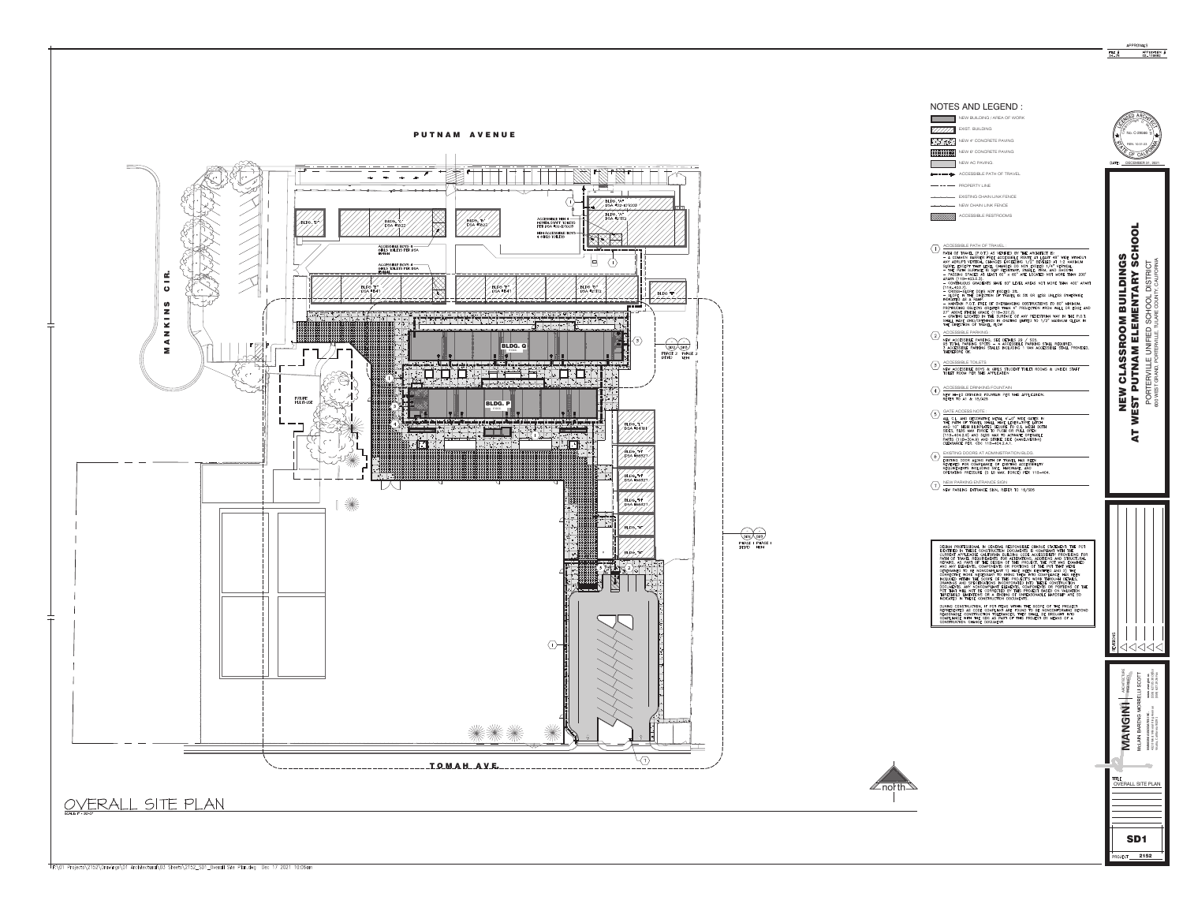APPROVALS

PRE # 04-??

APPLICATION # 02-118683

PUTNAM AVENUE

MANKINS CIR.

TOMAH AVE.

BLDG. "Q"

BLDG. "P"

FUTURE MULTI-USE

ACCESSIBLE MEN & WOMEN STAFF TOILETS PER DSA #02-107635

NEW ACCESSIBLE BOYS & GIRLS TOILETS

ACCESSIBLE BOYS & GIRLS TOILETS PER DSA #...

PHASE 2 / PHASE 2 / BRYO / NEW

PHASE 1 / PHASE 1 / BRYO / NEW

north

# OVERALL SITE PLAN

SCALE: 1" = 30'-0"

## NOTES AND LEGEND :

- NEW BUILDING / AREA OF WORK
- EXIST. BUILDING
- NEW 4" CONCRETE PAVING
- NEW 6" CONCRETE PAVING
- NEW AC PAVING
- ACCESSIBLE PATH OF TRAVEL
- PROPERTY LINE
- EXISTING CHAIN LINK FENCE
- NEW CHAIN LINK FENCE
- ACCESSIBLE RESTROOMS

1. ACCESSIBLE PATH OF TRAVEL

   PATH OF TRAVEL (P.O.T.) AS VERIFIED BY THE ARCHITECT IS:
   - A COMMON BARRIER FREE ACCESSIBLE ROUTE AT LEAST 48" WIDE WITHOUT ANY ABRUPT VERTICAL CHANGES EXCEEDING 1/2" BEVELED AT 1:2 MAXIMUM SLOPE EXCEPT THAT LEVEL CHANGES DO NOT EXCEED 1/4" VERTICAL.
   - THE P.O.T. SURFACE IS SLIP RESISTANT, STABLE, FIRM AND SMOOTH.
   - PASSING SPACES AT LEAST 60" x 60" ARE LOCATED NOT MORE THAN 200' APART (11B-403.5.3).
   - CONTINUOUS GRADIENTS HAVE 60" LEVEL AREAS NOT MORE THAN 400' APART (11B-403.7).
   - CROSS-SLOPE DOES NOT EXCEED 2%.
   - SLOPE IN THE DIRECTION OF TRAVEL IS 5% OR LESS UNLESS OTHERWISE INDICATED AS A RAMP.
   - MAINTAIN P.O.T. FREE OF OVERHANGING OBSTRUCTIONS TO 80" MINIMUM. PROTRUDING OBJECTS GREATER THAN 4" PROJECTION FROM WALL OR POST AND 27" ABOVE FINISH GRADE (11B-307.2).
   - GRATING LOCATED IN THE SURFACE OF ANY PEDESTRIAN WAY IN THE P.O.T. SHALL HAVE OPENINGS IN GRATING LIMITED TO 1/2" MAXIMUM CLEAR IN THE DIRECTION OF TRAVEL FLOW.

2. ACCESSIBLE PARKING

   NEW ACCESSIBLE PARKING. SEE DETAILS 28 / SD5.
   65 TOTAL PARKING SPOTS = 4 ACCESSIBLE PARKING STALL REQUIRED. 7 ACCESSIBLE PARKING STALLS INCLUDING 1 VAN ACCESSIBLE STALL PROVIDED. THEREFORE OK.

3. ACCESSIBLE TOILETS

   NEW ACCESSIBLE BOYS & GIRLS STUDENT TOILET ROOMS & UNISEX STAFF TOILET ROOM FOR THE APPLICATION.

4. ACCESSIBLE DRINKING FOUNTAIN

   NEW HI-LO DRINKING FOUNTAIN FOR THE APPLICATION. REFER TO A1 & 15/A25

5. GATE ACCESS NOTE

   ALL C.L. AND DECORATIVE METAL 4'-0" WIDE GATES IN THE PATH OF TRAVEL SHALL HAVE LEVER-TYPE LATCH AND 10" HIGH KICKPLATE SECURE TO C.L. MESH BOTH SIDES. GATE MAX FORCE TO PUSH OR PULL OPEN (11B-404.2.9) AND SUCH WAY TO ACTIVATE OPERABLE PARTS (11B-309.4) AND STRIKE SIDE (MANEUVERING) CLEARANCE PER CBC 11B-404.2.4.1.

6. EXISTING DOORS AT ADMINISTRATION BLDG.

   EXISTING DOOR ALONG PATH OF TRAVEL HAS BEEN REVIEWED FOR COMPLIANCE OF EXISTING ACCESSIBILITY REQUIREMENTS INCLUDING SIZE, HARDWARE AND OPERATING PRESSURE IS 5 LB MAX. FORCED PER 11B-404.

7. NEW PARKING ENTRANCE SIGN

   NEW PARKING ENTRANCE SIGN, REFER TO 18/SD5

DESIGN PROFESSIONAL IN GENERAL RESPONSIBLE CHARGE STATEMENT: THE POT IDENTIFIED IN THESE CONSTRUCTION DOCUMENTS IS COMPLIANT WITH THE CURRENT APPLICABLE CALIFORNIA BUILDING CODE ACCESSIBILITY PROVISIONS FOR PATH OF TRAVEL REQUIREMENTS FOR ALTERATIONS, ADDITIONS AND STRUCTURAL REPAIRS. AS PART OF THE DESIGN OF THE PROJECT, THE POT WAS EXAMINED AND ANY ELEMENTS, COMPONENTS OR PORTIONS OF THE POT THAT WERE DETERMINED TO BE NONCOMPLIANT HAVE BEEN IDENTIFIED AND THE CORRECTIVE WORK NECESSARY TO BRING THEM INTO COMPLIANCE HAS BEEN INCLUDED WITHIN THE SCOPE OF THE PROJECT'S WORK THROUGH DETAILS, DRAWINGS AND SPECIFICATIONS INCORPORATED INTO THESE CONSTRUCTION DOCUMENTS. ANY NONCOMPLIANT ELEMENTS, COMPONENTS OR PORTIONS OF THE POT THAT WILL NOT BE CORRECTED BY THIS PROJECT BASED ON VALUATION THRESHOLD LIMITATIONS OR A FINDING OF UNREASONABLE HARDSHIP ARE SO INDICATED IN THESE CONSTRUCTION DOCUMENTS.

DURING CONSTRUCTION, IF POT ITEMS WITHIN THE SCOPE OF THE PROJECT REPRESENTED AS CODE COMPLIANT ARE FOUND TO BE NONCONFORMING BEYOND REASONABLE CONSTRUCTION TOLERANCES, THEY SHALL BE BROUGHT INTO COMPLIANCE WITH THE CBC AS PART OF THIS PROJECT BY MEANS OF A CONSTRUCTION CHANGE DOCUMENT.

LICENSED ARCHITECT — No. C-29686 — REN. 10.31.23 — STATE OF CALIFORNIA

DATE: DECEMBER 31, 2021

# NEW CLASSROOM BUILDINGS AT WEST PUTNAM ELEMENTARY SCHOOL

PORTERVILLE UNIFIED SCHOOL DISTRICT

600 WEST GRAND, PORTERVILLE, TULARE COUNTY, CALIFORNIA

REVISIONS

MANGINI — ARCHITECTURE / PLANNING — MILAN BAKING MORRELLI SCOTT

TITLE: OVERALL SITE PLAN

SD1

PROJECT: 2152

F:\01 Projects\2152\Drawings\01 Architectural\03 Sheets\2152_SD1_Overall Site Plan.dwg Dec 17, 2021 10:56am